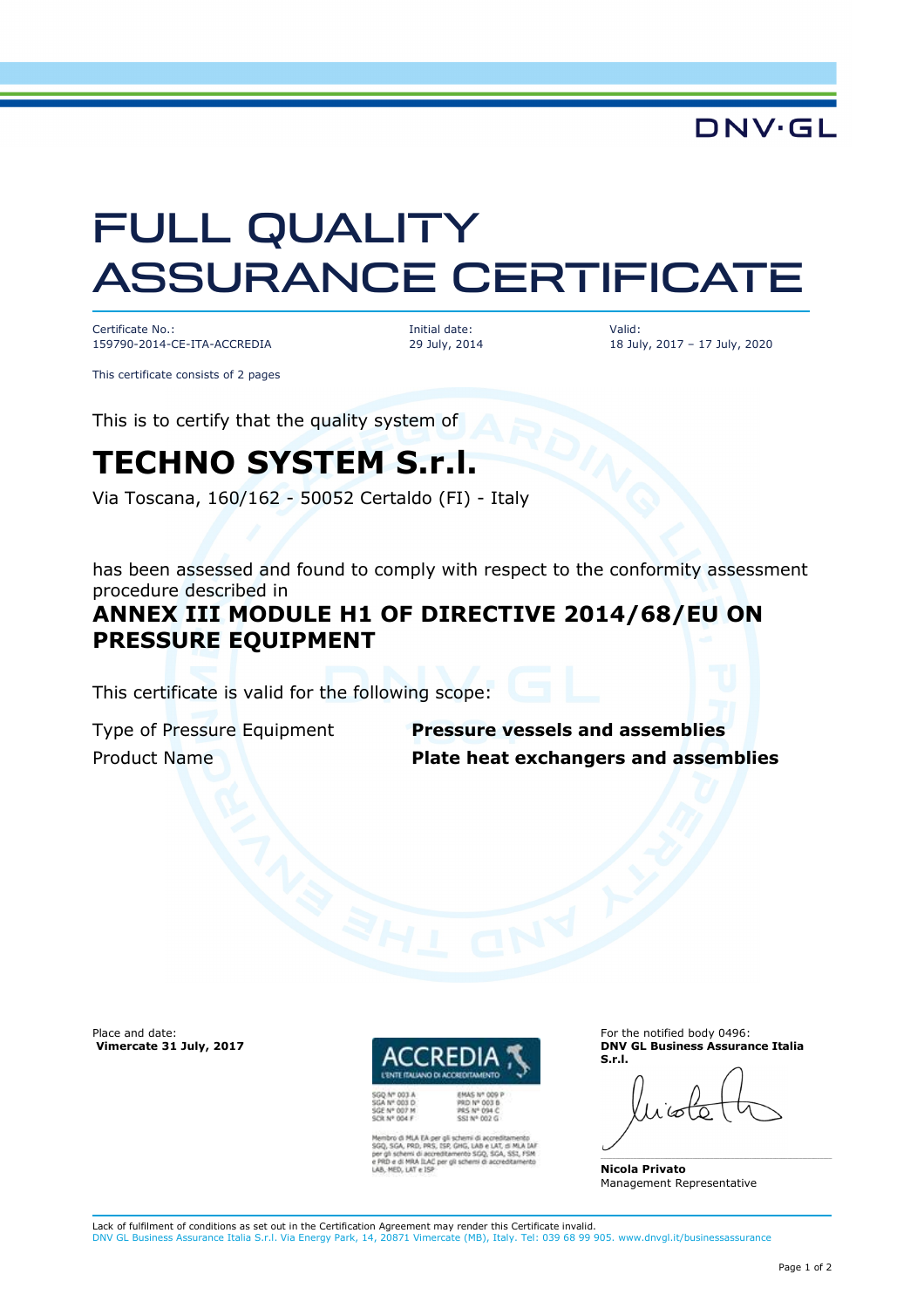DNV·GL

# FULL QUALITY ASSURANCE CERTIFICATE

Certificate No.:
159790-2014-CE-ITA-ACCREDIA

Initial date:
29 July, 2014

Valid:
18 July, 2017 – 17 July, 2020

This certificate consists of 2 pages

This is to certify that the quality system of

## TECHNO SYSTEM S.r.l.

Via Toscana, 160/162 - 50052 Certaldo (FI) - Italy

has been assessed and found to comply with respect to the conformity assessment procedure described in

### ANNEX III MODULE H1 OF DIRECTIVE 2014/68/EU ON PRESSURE EQUIPMENT

This certificate is valid for the following scope:

| | |
|---|---|
| Type of Pressure Equipment | **Pressure vessels and assemblies** |
| Product Name | **Plate heat exchangers and assemblies** |

Place and date:
**Vimercate 31 July, 2017**

ACCREDIA
L'ENTE ITALIANO DI ACCREDITAMENTO

SGQ N° 003 A
SGA N° 003 D
SGE N° 007 M
SCR N° 004 F

EMAS N° 009 P
PRD N° 003 B
PRS N° 094 C
SSI N° 002 G

Membro di MLA EA per gli schemi di accreditamento SGQ, SGA, PRD, PRS, ISP, GHG, LAB e LAT, di MLA IAF per gli schemi di accreditamento SGQ, SGA, SSI, FSM e PRD e di MRA ILAC per gli schemi di accreditamento LAB, MED, LAT e ISP

For the notified body 0496:
**DNV GL Business Assurance Italia S.r.l.**

**Nicola Privato**
Management Representative

Lack of fulfilment of conditions as set out in the Certification Agreement may render this Certificate invalid.
DNV GL Business Assurance Italia S.r.l. Via Energy Park, 14, 20871 Vimercate (MB), Italy. Tel: 039 68 99 905. www.dnvgl.it/businessassurance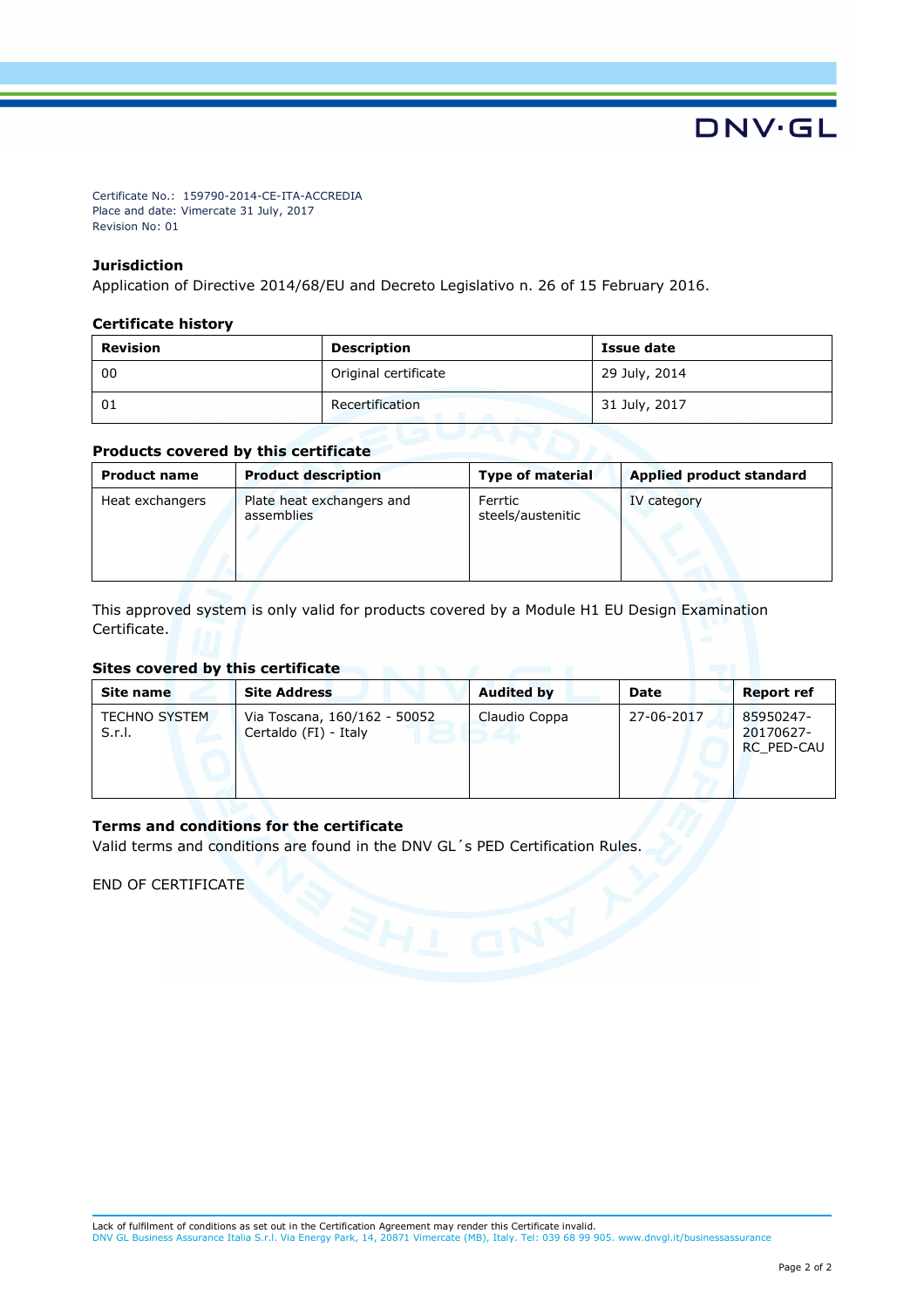DNV·GL

Certificate No.: 159790-2014-CE-ITA-ACCREDIA
Place and date: Vimercate 31 July, 2017
Revision No: 01

### Jurisdiction

Application of Directive 2014/68/EU and Decreto Legislativo n. 26 of 15 February 2016.

### Certificate history

| Revision | Description | Issue date |
|---|---|---|
| 00 | Original certificate | 29 July, 2014 |
| 01 | Recertification | 31 July, 2017 |

### Products covered by this certificate

| Product name | Product description | Type of material | Applied product standard |
|---|---|---|---|
| Heat exchangers | Plate heat exchangers and assemblies | Ferrtic steels/austenitic | IV category |

This approved system is only valid for products covered by a Module H1 EU Design Examination Certificate.

### Sites covered by this certificate

| Site name | Site Address | Audited by | Date | Report ref |
|---|---|---|---|---|
| TECHNO SYSTEM S.r.l. | Via Toscana, 160/162 - 50052 Certaldo (FI) - Italy | Claudio Coppa | 27-06-2017 | 85950247-20170627-RC_PED-CAU |

### Terms and conditions for the certificate

Valid terms and conditions are found in the DNV GL´s PED Certification Rules.

END OF CERTIFICATE

Lack of fulfilment of conditions as set out in the Certification Agreement may render this Certificate invalid.
DNV GL Business Assurance Italia S.r.l. Via Energy Park, 14, 20871 Vimercate (MB), Italy. Tel: 039 68 99 905. www.dnvgl.it/businessassurance